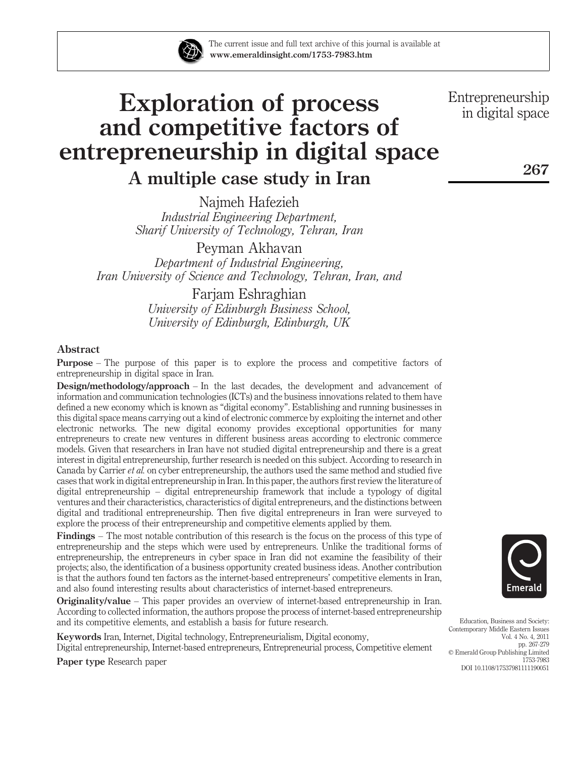The current issue and full text archive of this journal is available at **www.emeraldinsight.com/1753-7983.htm**

# Exploration of process and competitive factors of entrepreneurship in digital space

## A multiple case study in Iran

Najmeh Hafezieh
*Industrial Engineering Department, Sharif University of Technology, Tehran, Iran*

Peyman Akhavan
*Department of Industrial Engineering, Iran University of Science and Technology, Tehran, Iran, and*

Farjam Eshraghian
*University of Edinburgh Business School, University of Edinburgh, Edinburgh, UK*

### Abstract

**Purpose** – The purpose of this paper is to explore the process and competitive factors of entrepreneurship in digital space in Iran.

**Design/methodology/approach** – In the last decades, the development and advancement of information and communication technologies (ICTs) and the business innovations related to them have defined a new economy which is known as "digital economy". Establishing and running businesses in this digital space means carrying out a kind of electronic commerce by exploiting the internet and other electronic networks. The new digital economy provides exceptional opportunities for many entrepreneurs to create new ventures in different business areas according to electronic commerce models. Given that researchers in Iran have not studied digital entrepreneurship and there is a great interest in digital entrepreneurship, further research is needed on this subject. According to research in Canada by Carrier *et al.* on cyber entrepreneurship, the authors used the same method and studied five cases that work in digital entrepreneurship in Iran. In this paper, the authors first review the literature of digital entrepreneurship – digital entrepreneurship framework that include a typology of digital ventures and their characteristics, characteristics of digital entrepreneurs, and the distinctions between digital and traditional entrepreneurship. Then five digital entrepreneurs in Iran were surveyed to explore the process of their entrepreneurship and competitive elements applied by them.

**Findings** – The most notable contribution of this research is the focus on the process of this type of entrepreneurship and the steps which were used by entrepreneurs. Unlike the traditional forms of entrepreneurship, the entrepreneurs in cyber space in Iran did not examine the feasibility of their projects; also, the identification of a business opportunity created business ideas. Another contribution is that the authors found ten factors as the internet-based entrepreneurs' competitive elements in Iran, and also found interesting results about characteristics of internet-based entrepreneurs.

**Originality/value** – This paper provides an overview of internet-based entrepreneurship in Iran. According to collected information, the authors propose the process of internet-based entrepreneurship and its competitive elements, and establish a basis for future research.

**Keywords** Iran, Internet, Digital technology, Entrepreneurialism, Digital economy, Digital entrepreneurship, Internet-based entrepreneurs, Entrepreneurial process, Competitive element

**Paper type** Research paper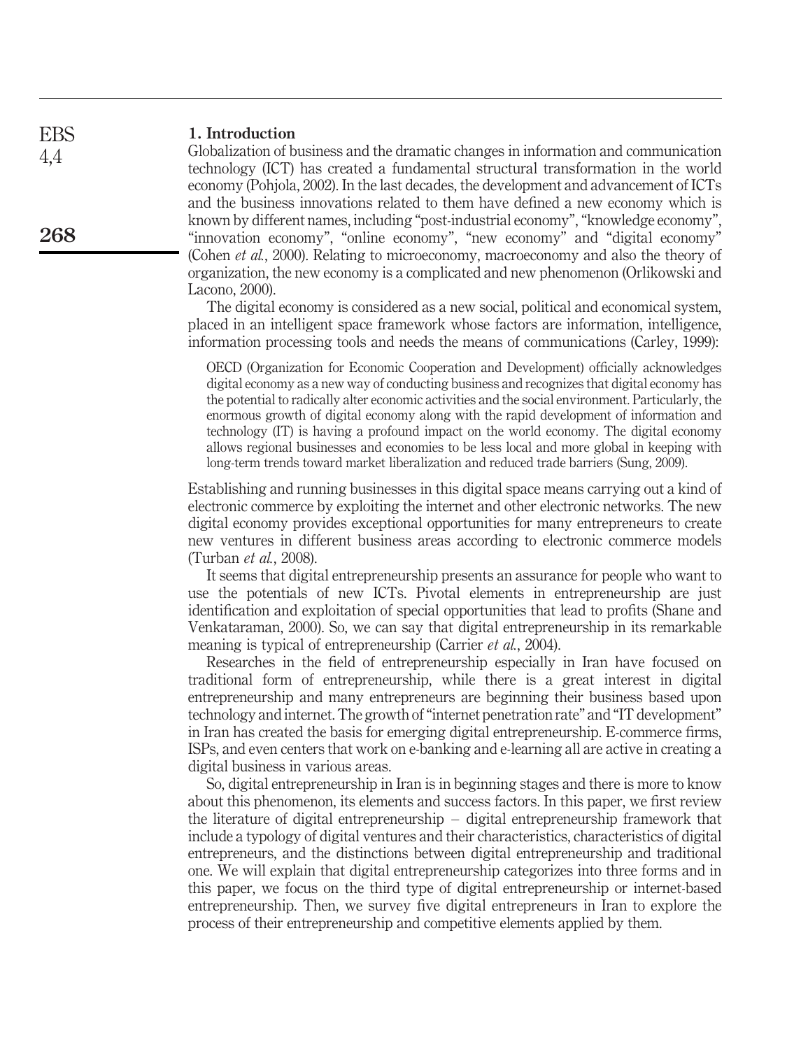## 1. Introduction

Globalization of business and the dramatic changes in information and communication technology (ICT) has created a fundamental structural transformation in the world economy (Pohjola, 2002). In the last decades, the development and advancement of ICTs and the business innovations related to them have defined a new economy which is known by different names, including "post-industrial economy", "knowledge economy", "innovation economy", "online economy", "new economy" and "digital economy" (Cohen *et al.*, 2000). Relating to microeconomy, macroeconomy and also the theory of organization, the new economy is a complicated and new phenomenon (Orlikowski and Lacono, 2000).

The digital economy is considered as a new social, political and economical system, placed in an intelligent space framework whose factors are information, intelligence, information processing tools and needs the means of communications (Carley, 1999):

> OECD (Organization for Economic Cooperation and Development) officially acknowledges digital economy as a new way of conducting business and recognizes that digital economy has the potential to radically alter economic activities and the social environment. Particularly, the enormous growth of digital economy along with the rapid development of information and technology (IT) is having a profound impact on the world economy. The digital economy allows regional businesses and economies to be less local and more global in keeping with long-term trends toward market liberalization and reduced trade barriers (Sung, 2009).

Establishing and running businesses in this digital space means carrying out a kind of electronic commerce by exploiting the internet and other electronic networks. The new digital economy provides exceptional opportunities for many entrepreneurs to create new ventures in different business areas according to electronic commerce models (Turban *et al.*, 2008).

It seems that digital entrepreneurship presents an assurance for people who want to use the potentials of new ICTs. Pivotal elements in entrepreneurship are just identification and exploitation of special opportunities that lead to profits (Shane and Venkataraman, 2000). So, we can say that digital entrepreneurship in its remarkable meaning is typical of entrepreneurship (Carrier *et al.*, 2004).

Researches in the field of entrepreneurship especially in Iran have focused on traditional form of entrepreneurship, while there is a great interest in digital entrepreneurship and many entrepreneurs are beginning their business based upon technology and internet. The growth of "internet penetration rate" and "IT development" in Iran has created the basis for emerging digital entrepreneurship. E-commerce firms, ISPs, and even centers that work on e-banking and e-learning all are active in creating a digital business in various areas.

So, digital entrepreneurship in Iran is in beginning stages and there is more to know about this phenomenon, its elements and success factors. In this paper, we first review the literature of digital entrepreneurship – digital entrepreneurship framework that include a typology of digital ventures and their characteristics, characteristics of digital entrepreneurs, and the distinctions between digital entrepreneurship and traditional one. We will explain that digital entrepreneurship categorizes into three forms and in this paper, we focus on the third type of digital entrepreneurship or internet-based entrepreneurship. Then, we survey five digital entrepreneurs in Iran to explore the process of their entrepreneurship and competitive elements applied by them.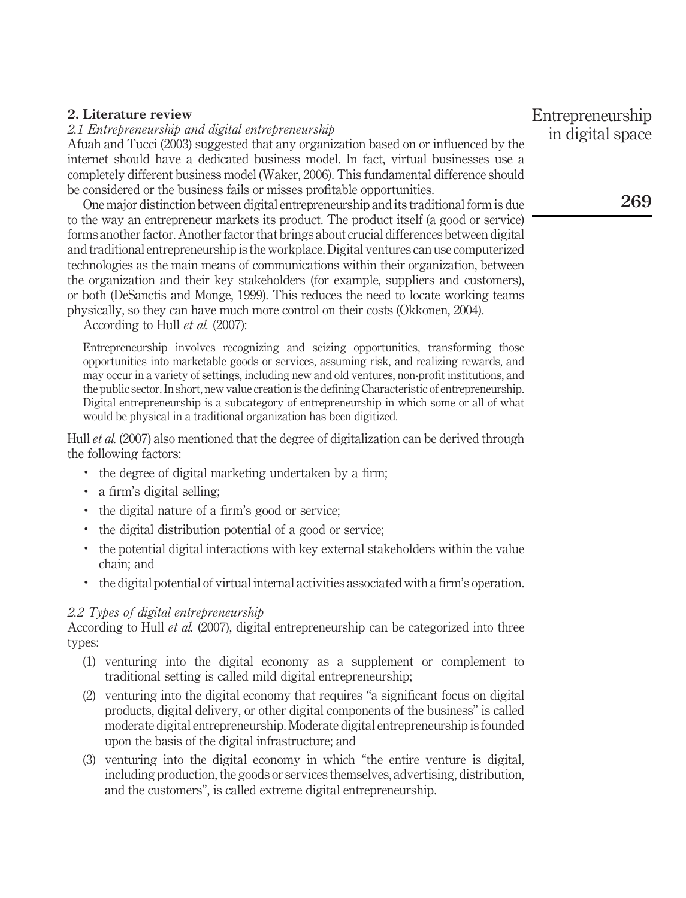## 2. Literature review

### *2.1 Entrepreneurship and digital entrepreneurship*

Afuah and Tucci (2003) suggested that any organization based on or influenced by the internet should have a dedicated business model. In fact, virtual businesses use a completely different business model (Waker, 2006). This fundamental difference should be considered or the business fails or misses profitable opportunities.

One major distinction between digital entrepreneurship and its traditional form is due to the way an entrepreneur markets its product. The product itself (a good or service) forms another factor. Another factor that brings about crucial differences between digital and traditional entrepreneurship is the workplace. Digital ventures can use computerized technologies as the main means of communications within their organization, between the organization and their key stakeholders (for example, suppliers and customers), or both (DeSanctis and Monge, 1999). This reduces the need to locate working teams physically, so they can have much more control on their costs (Okkonen, 2004).

According to Hull *et al.* (2007):

> Entrepreneurship involves recognizing and seizing opportunities, transforming those opportunities into marketable goods or services, assuming risk, and realizing rewards, and may occur in a variety of settings, including new and old ventures, non-profit institutions, and the public sector. In short, new value creation is the defining Characteristic of entrepreneurship. Digital entrepreneurship is a subcategory of entrepreneurship in which some or all of what would be physical in a traditional organization has been digitized.

Hull *et al.* (2007) also mentioned that the degree of digitalization can be derived through the following factors:

- the degree of digital marketing undertaken by a firm;
- a firm's digital selling;
- the digital nature of a firm's good or service;
- the digital distribution potential of a good or service;
- the potential digital interactions with key external stakeholders within the value chain; and
- the digital potential of virtual internal activities associated with a firm's operation.

### *2.2 Types of digital entrepreneurship*

According to Hull *et al.* (2007), digital entrepreneurship can be categorized into three types:

1. venturing into the digital economy as a supplement or complement to traditional setting is called mild digital entrepreneurship;
2. venturing into the digital economy that requires "a significant focus on digital products, digital delivery, or other digital components of the business" is called moderate digital entrepreneurship. Moderate digital entrepreneurship is founded upon the basis of the digital infrastructure; and
3. venturing into the digital economy in which "the entire venture is digital, including production, the goods or services themselves, advertising, distribution, and the customers", is called extreme digital entrepreneurship.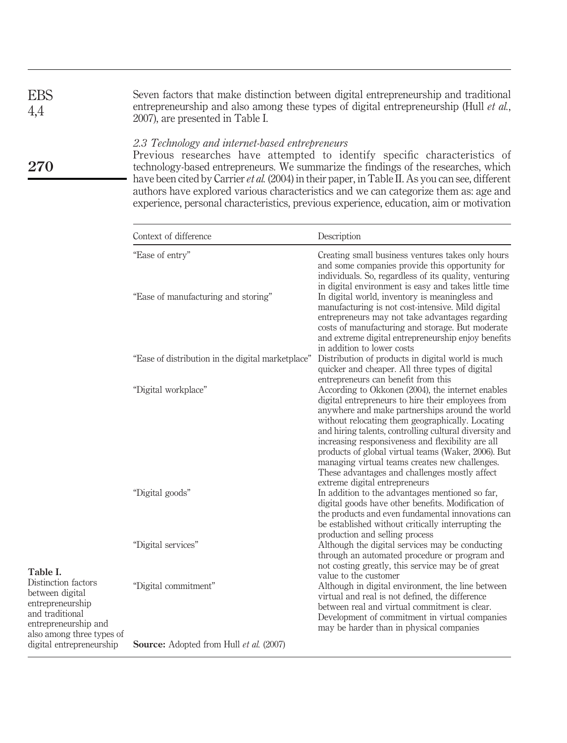Seven factors that make distinction between digital entrepreneurship and traditional entrepreneurship and also among these types of digital entrepreneurship (Hull *et al.*, 2007), are presented in Table I.

### *2.3 Technology and internet-based entrepreneurs*

Previous researches have attempted to identify specific characteristics of technology-based entrepreneurs. We summarize the findings of the researches, which have been cited by Carrier *et al.* (2004) in their paper, in Table II. As you can see, different authors have explored various characteristics and we can categorize them as: age and experience, personal characteristics, previous experience, education, aim or motivation

| Context of difference | Description |
|---|---|
| "Ease of entry" | Creating small business ventures takes only hours and some companies provide this opportunity for individuals. So, regardless of its quality, venturing in digital environment is easy and takes little time |
| "Ease of manufacturing and storing" | In digital world, inventory is meaningless and manufacturing is not cost-intensive. Mild digital entrepreneurs may not take advantages regarding costs of manufacturing and storage. But moderate and extreme digital entrepreneurship enjoy benefits in addition to lower costs |
| "Ease of distribution in the digital marketplace" | Distribution of products in digital world is much quicker and cheaper. All three types of digital entrepreneurs can benefit from this |
| "Digital workplace" | According to Okkonen (2004), the internet enables digital entrepreneurs to hire their employees from anywhere and make partnerships around the world without relocating them geographically. Locating and hiring talents, controlling cultural diversity and increasing responsiveness and flexibility are all products of global virtual teams (Waker, 2006). But managing virtual teams creates new challenges. These advantages and challenges mostly affect extreme digital entrepreneurs |
| "Digital goods" | In addition to the advantages mentioned so far, digital goods have other benefits. Modification of the products and even fundamental innovations can be established without critically interrupting the production and selling process |
| "Digital services" | Although the digital services may be conducting through an automated procedure or program and not costing greatly, this service may be of great value to the customer |
| "Digital commitment" | Although in digital environment, the line between virtual and real is not defined, the difference between real and virtual commitment is clear. Development of commitment in virtual companies may be harder than in physical companies |

**Source:** Adopted from Hull *et al.* (2007)

**Table I.** Distinction factors between digital entrepreneurship and traditional entrepreneurship and also among three types of digital entrepreneurship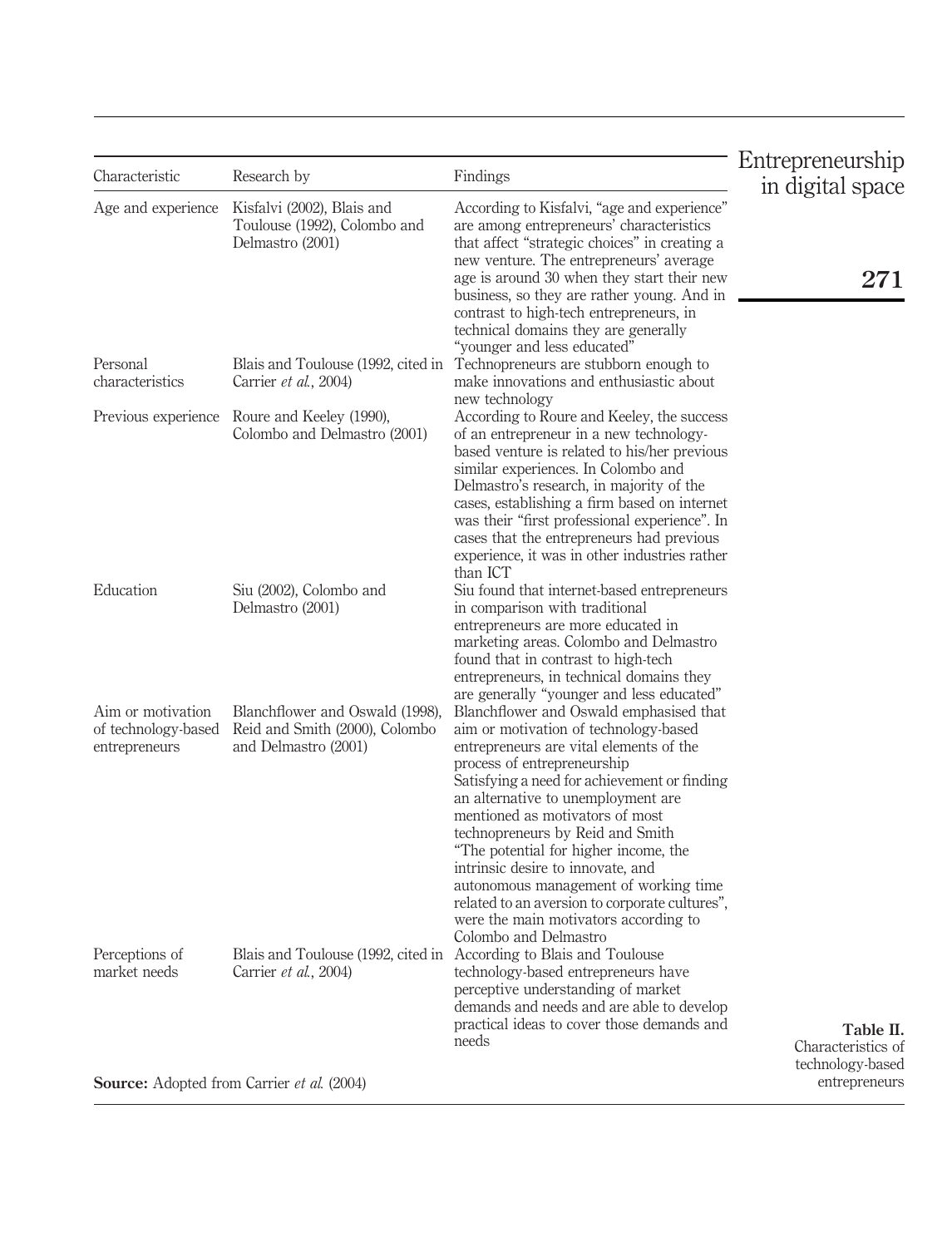| Characteristic | Research by | Findings |
|---|---|---|
| Age and experience | Kisfalvi (2002), Blais and Toulouse (1992), Colombo and Delmastro (2001) | According to Kisfalvi, "age and experience" are among entrepreneurs' characteristics that affect "strategic choices" in creating a new venture. The entrepreneurs' average age is around 30 when they start their new business, so they are rather young. And in contrast to high-tech entrepreneurs, in technical domains they are generally "younger and less educated" |
| Personal characteristics | Blais and Toulouse (1992, cited in Carrier *et al.*, 2004) | Technopreneurs are stubborn enough to make innovations and enthusiastic about new technology |
| Previous experience | Roure and Keeley (1990), Colombo and Delmastro (2001) | According to Roure and Keeley, the success of an entrepreneur in a new technology-based venture is related to his/her previous similar experiences. In Colombo and Delmastro's research, in majority of the cases, establishing a firm based on internet was their "first professional experience". In cases that the entrepreneurs had previous experience, it was in other industries rather than ICT |
| Education | Siu (2002), Colombo and Delmastro (2001) | Siu found that internet-based entrepreneurs in comparison with traditional entrepreneurs are more educated in marketing areas. Colombo and Delmastro found that in contrast to high-tech entrepreneurs, in technical domains they are generally "younger and less educated" |
| Aim or motivation of technology-based entrepreneurs | Blanchflower and Oswald (1998), Reid and Smith (2000), Colombo and Delmastro (2001) | Blanchflower and Oswald emphasised that aim or motivation of technology-based entrepreneurs are vital elements of the process of entrepreneurship<br>Satisfying a need for achievement or finding an alternative to unemployment are mentioned as motivators of most technopreneurs by Reid and Smith<br>"The potential for higher income, the intrinsic desire to innovate, and autonomous management of working time related to an aversion to corporate cultures", were the main motivators according to Colombo and Delmastro |
| Perceptions of market needs | Blais and Toulouse (1992, cited in Carrier *et al.*, 2004) | According to Blais and Toulouse technology-based entrepreneurs have perceptive understanding of market demands and needs and are able to develop practical ideas to cover those demands and needs |

**Source:** Adopted from Carrier *et al.* (2004)

**Table II.** Characteristics of technology-based entrepreneurs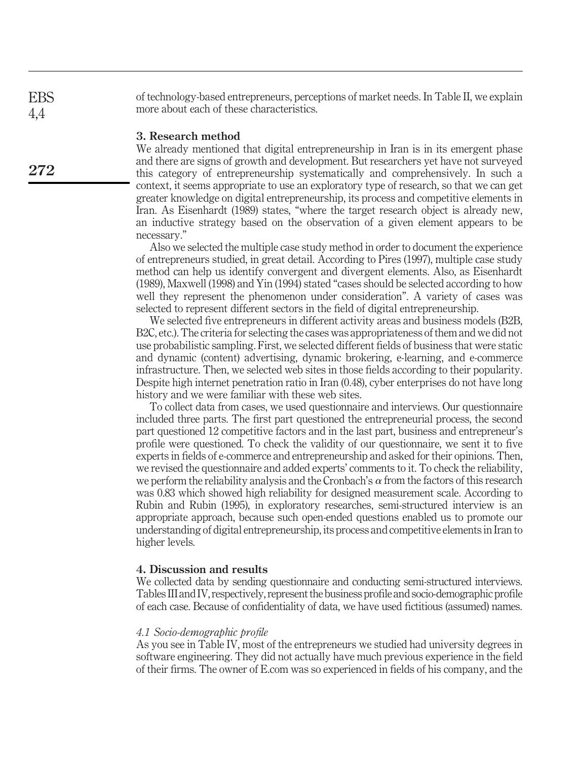of technology-based entrepreneurs, perceptions of market needs. In Table II, we explain more about each of these characteristics.

## 3. Research method

We already mentioned that digital entrepreneurship in Iran is in its emergent phase and there are signs of growth and development. But researchers yet have not surveyed this category of entrepreneurship systematically and comprehensively. In such a context, it seems appropriate to use an exploratory type of research, so that we can get greater knowledge on digital entrepreneurship, its process and competitive elements in Iran. As Eisenhardt (1989) states, "where the target research object is already new, an inductive strategy based on the observation of a given element appears to be necessary."

Also we selected the multiple case study method in order to document the experience of entrepreneurs studied, in great detail. According to Pires (1997), multiple case study method can help us identify convergent and divergent elements. Also, as Eisenhardt (1989), Maxwell (1998) and Yin (1994) stated "cases should be selected according to how well they represent the phenomenon under consideration". A variety of cases was selected to represent different sectors in the field of digital entrepreneurship.

We selected five entrepreneurs in different activity areas and business models (B2B, B2C, etc.). The criteria for selecting the cases was appropriateness of them and we did not use probabilistic sampling. First, we selected different fields of business that were static and dynamic (content) advertising, dynamic brokering, e-learning, and e-commerce infrastructure. Then, we selected web sites in those fields according to their popularity. Despite high internet penetration ratio in Iran (0.48), cyber enterprises do not have long history and we were familiar with these web sites.

To collect data from cases, we used questionnaire and interviews. Our questionnaire included three parts. The first part questioned the entrepreneurial process, the second part questioned 12 competitive factors and in the last part, business and entrepreneur's profile were questioned. To check the validity of our questionnaire, we sent it to five experts in fields of e-commerce and entrepreneurship and asked for their opinions. Then, we revised the questionnaire and added experts' comments to it. To check the reliability, we perform the reliability analysis and the Cronbach's $\alpha$ from the factors of this research was 0.83 which showed high reliability for designed measurement scale. According to Rubin and Rubin (1995), in exploratory researches, semi-structured interview is an appropriate approach, because such open-ended questions enabled us to promote our understanding of digital entrepreneurship, its process and competitive elements in Iran to higher levels.

## 4. Discussion and results

We collected data by sending questionnaire and conducting semi-structured interviews. Tables III and IV, respectively, represent the business profile and socio-demographic profile of each case. Because of confidentiality of data, we have used fictitious (assumed) names.

### *4.1 Socio-demographic profile*

As you see in Table IV, most of the entrepreneurs we studied had university degrees in software engineering. They did not actually have much previous experience in the field of their firms. The owner of E.com was so experienced in fields of his company, and the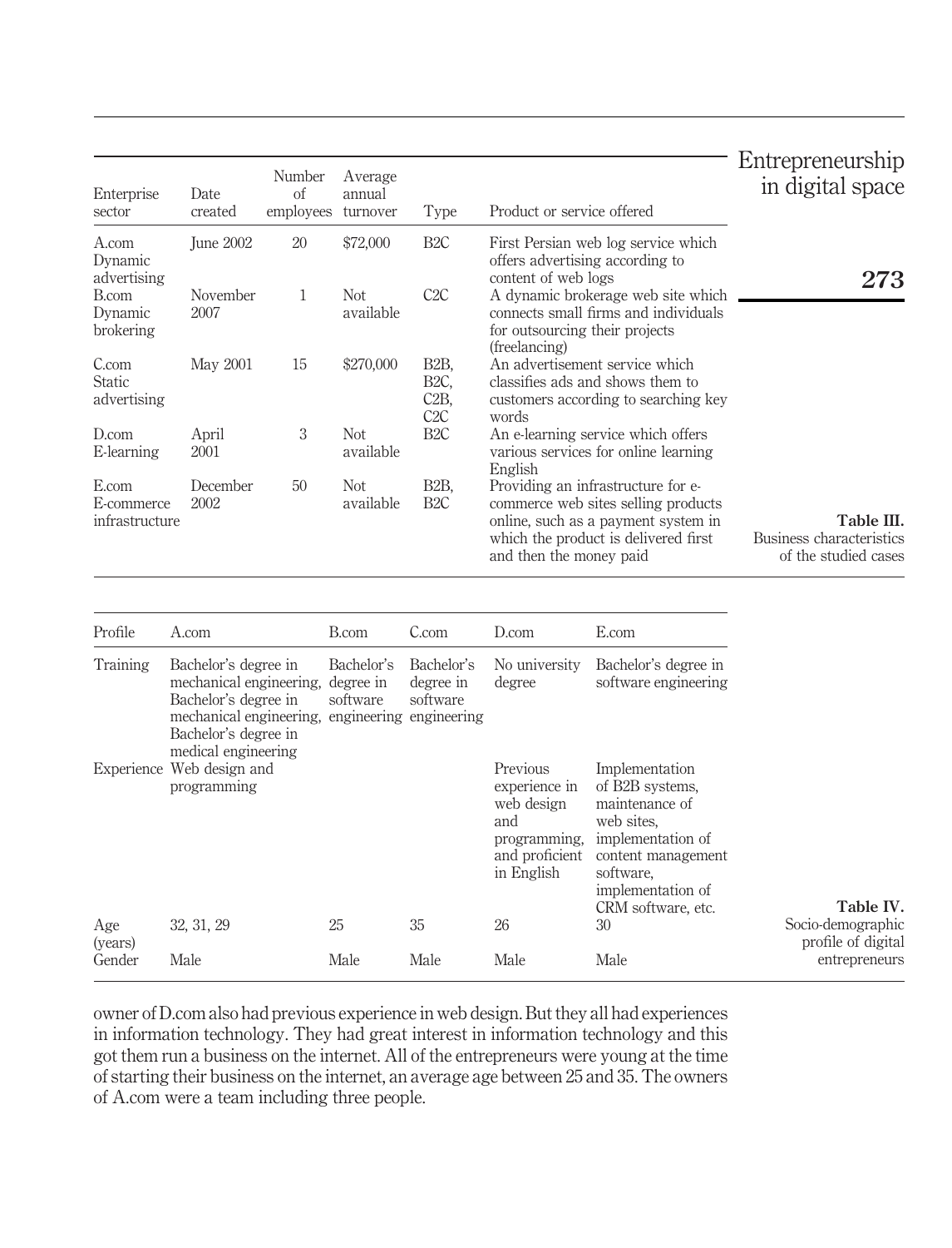**Table III.** Business characteristics of the studied cases

| Enterprise sector | Date created | Number of employees | Average annual turnover | Type | Product or service offered |
|---|---|---|---|---|---|
| A.com Dynamic advertising | June 2002 | 20 | $72,000 | B2C | First Persian web log service which offers advertising according to content of web logs |
| B.com Dynamic brokering | November 2007 | 1 | Not available | C2C | A dynamic brokerage web site which connects small firms and individuals for outsourcing their projects (freelancing) |
| C.com Static advertising | May 2001 | 15 | $270,000 | B2B, B2C, C2B, C2C | An advertisement service which classifies ads and shows them to customers according to searching key words |
| D.com E-learning | April 2001 | 3 | Not available | B2C | An e-learning service which offers various services for online learning English |
| E.com E-commerce infrastructure | December 2002 | 50 | Not available | B2B, B2C | Providing an infrastructure for e-commerce web sites selling products online, such as a payment system in which the product is delivered first and then the money paid |

**Table IV.** Socio-demographic profile of digital entrepreneurs

| Profile | A.com | B.com | C.com | D.com | E.com |
|---|---|---|---|---|---|
| Training | Bachelor's degree in mechanical engineering, Bachelor's degree in mechanical engineering, Bachelor's degree in medical engineering | Bachelor's degree in software engineering | Bachelor's degree in software engineering | No university degree | Bachelor's degree in software engineering |
| Experience | Web design and programming | | | Previous experience in web design and programming, and proficient in English | Implementation of B2B systems, maintenance of web sites, implementation of content management software, implementation of CRM software, etc. |
| Age (years) | 32, 31, 29 | 25 | 35 | 26 | 30 |
| Gender | Male | Male | Male | Male | Male |

owner of D.com also had previous experience in web design. But they all had experiences in information technology. They had great interest in information technology and this got them run a business on the internet. All of the entrepreneurs were young at the time of starting their business on the internet, an average age between 25 and 35. The owners of A.com were a team including three people.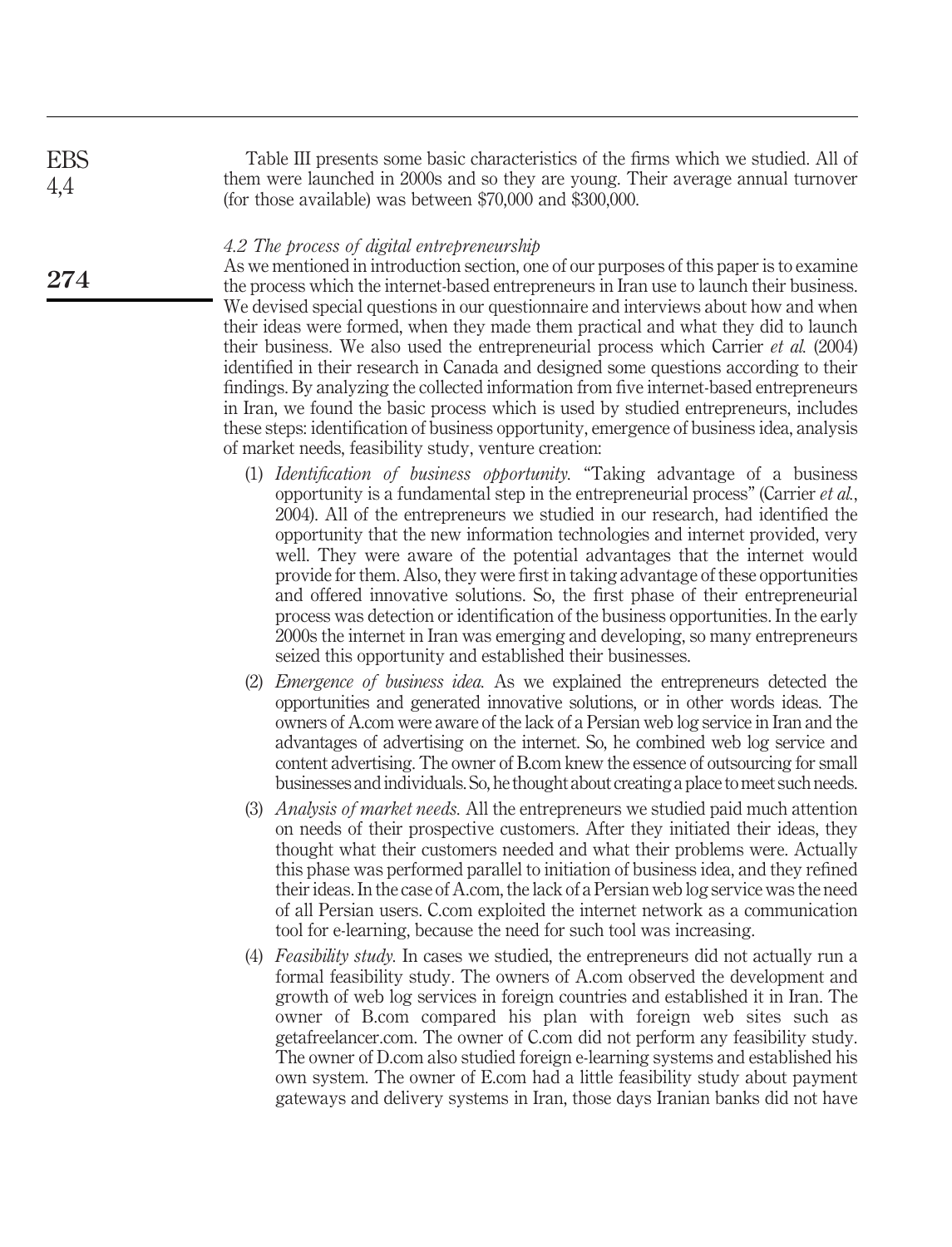Table III presents some basic characteristics of the firms which we studied. All of them were launched in 2000s and so they are young. Their average annual turnover (for those available) was between \$70,000 and \$300,000.

### *4.2 The process of digital entrepreneurship*

As we mentioned in introduction section, one of our purposes of this paper is to examine the process which the internet-based entrepreneurs in Iran use to launch their business. We devised special questions in our questionnaire and interviews about how and when their ideas were formed, when they made them practical and what they did to launch their business. We also used the entrepreneurial process which Carrier *et al.* (2004) identified in their research in Canada and designed some questions according to their findings. By analyzing the collected information from five internet-based entrepreneurs in Iran, we found the basic process which is used by studied entrepreneurs, includes these steps: identification of business opportunity, emergence of business idea, analysis of market needs, feasibility study, venture creation:

1. *Identification of business opportunity.* "Taking advantage of a business opportunity is a fundamental step in the entrepreneurial process" (Carrier *et al.*, 2004). All of the entrepreneurs we studied in our research, had identified the opportunity that the new information technologies and internet provided, very well. They were aware of the potential advantages that the internet would provide for them. Also, they were first in taking advantage of these opportunities and offered innovative solutions. So, the first phase of their entrepreneurial process was detection or identification of the business opportunities. In the early 2000s the internet in Iran was emerging and developing, so many entrepreneurs seized this opportunity and established their businesses.
2. *Emergence of business idea.* As we explained the entrepreneurs detected the opportunities and generated innovative solutions, or in other words ideas. The owners of A.com were aware of the lack of a Persian web log service in Iran and the advantages of advertising on the internet. So, he combined web log service and content advertising. The owner of B.com knew the essence of outsourcing for small businesses and individuals. So, he thought about creating a place to meet such needs.
3. *Analysis of market needs.* All the entrepreneurs we studied paid much attention on needs of their prospective customers. After they initiated their ideas, they thought what their customers needed and what their problems were. Actually this phase was performed parallel to initiation of business idea, and they refined their ideas. In the case of A.com, the lack of a Persian web log service was the need of all Persian users. C.com exploited the internet network as a communication tool for e-learning, because the need for such tool was increasing.
4. *Feasibility study.* In cases we studied, the entrepreneurs did not actually run a formal feasibility study. The owners of A.com observed the development and growth of web log services in foreign countries and established it in Iran. The owner of B.com compared his plan with foreign web sites such as getafreelancer.com. The owner of C.com did not perform any feasibility study. The owner of D.com also studied foreign e-learning systems and established his own system. The owner of E.com had a little feasibility study about payment gateways and delivery systems in Iran, those days Iranian banks did not have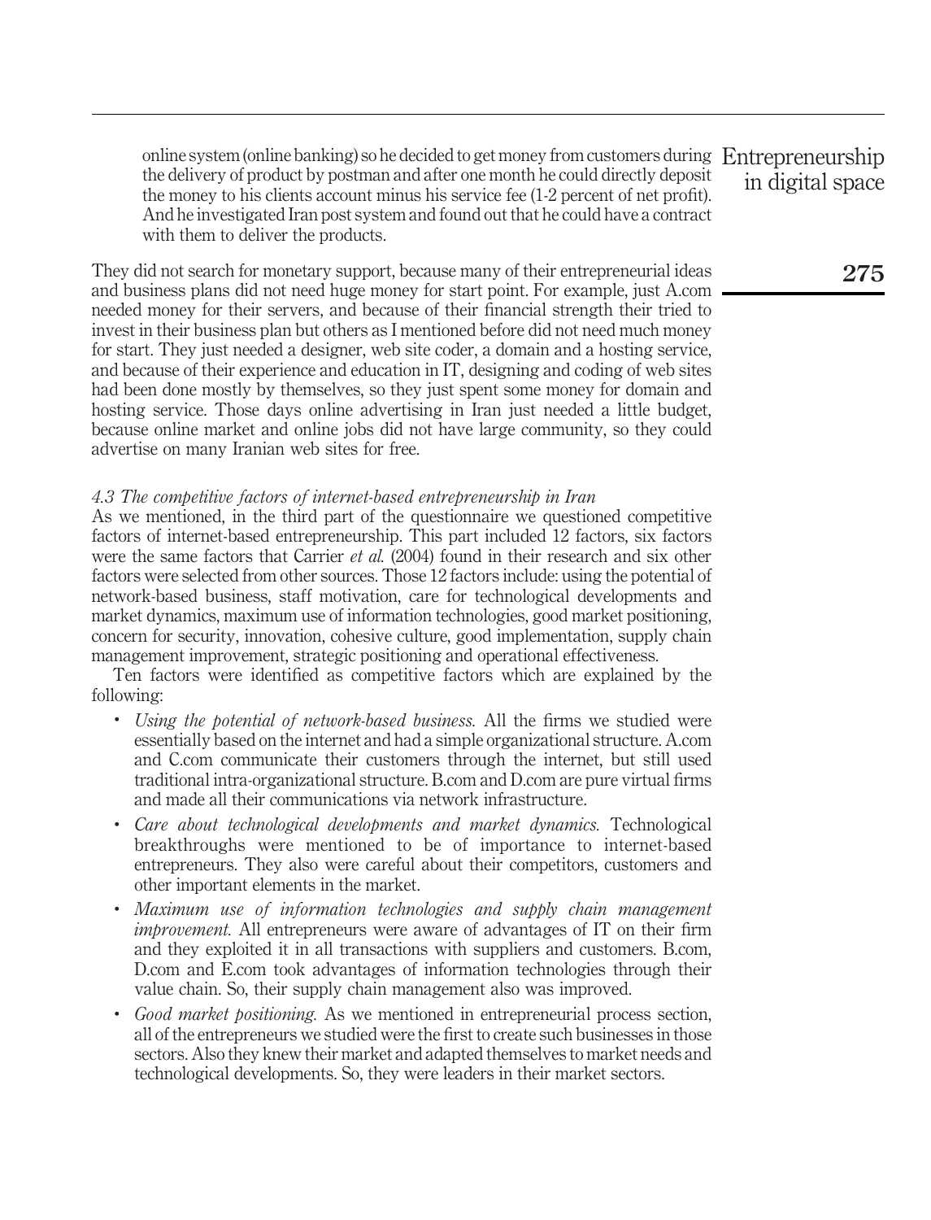online system (online banking) so he decided to get money from customers during the delivery of product by postman and after one month he could directly deposit the money to his clients account minus his service fee (1-2 percent of net profit). And he investigated Iran post system and found out that he could have a contract with them to deliver the products.

They did not search for monetary support, because many of their entrepreneurial ideas and business plans did not need huge money for start point. For example, just A.com needed money for their servers, and because of their financial strength their tried to invest in their business plan but others as I mentioned before did not need much money for start. They just needed a designer, web site coder, a domain and a hosting service, and because of their experience and education in IT, designing and coding of web sites had been done mostly by themselves, so they just spent some money for domain and hosting service. Those days online advertising in Iran just needed a little budget, because online market and online jobs did not have large community, so they could advertise on many Iranian web sites for free.

### *4.3 The competitive factors of internet-based entrepreneurship in Iran*

As we mentioned, in the third part of the questionnaire we questioned competitive factors of internet-based entrepreneurship. This part included 12 factors, six factors were the same factors that Carrier *et al.* (2004) found in their research and six other factors were selected from other sources. Those 12 factors include: using the potential of network-based business, staff motivation, care for technological developments and market dynamics, maximum use of information technologies, good market positioning, concern for security, innovation, cohesive culture, good implementation, supply chain management improvement, strategic positioning and operational effectiveness.

Ten factors were identified as competitive factors which are explained by the following:

- *Using the potential of network-based business.* All the firms we studied were essentially based on the internet and had a simple organizational structure. A.com and C.com communicate their customers through the internet, but still used traditional intra-organizational structure. B.com and D.com are pure virtual firms and made all their communications via network infrastructure.
- *Care about technological developments and market dynamics.* Technological breakthroughs were mentioned to be of importance to internet-based entrepreneurs. They also were careful about their competitors, customers and other important elements in the market.
- *Maximum use of information technologies and supply chain management improvement.* All entrepreneurs were aware of advantages of IT on their firm and they exploited it in all transactions with suppliers and customers. B.com, D.com and E.com took advantages of information technologies through their value chain. So, their supply chain management also was improved.
- *Good market positioning.* As we mentioned in entrepreneurial process section, all of the entrepreneurs we studied were the first to create such businesses in those sectors. Also they knew their market and adapted themselves to market needs and technological developments. So, they were leaders in their market sectors.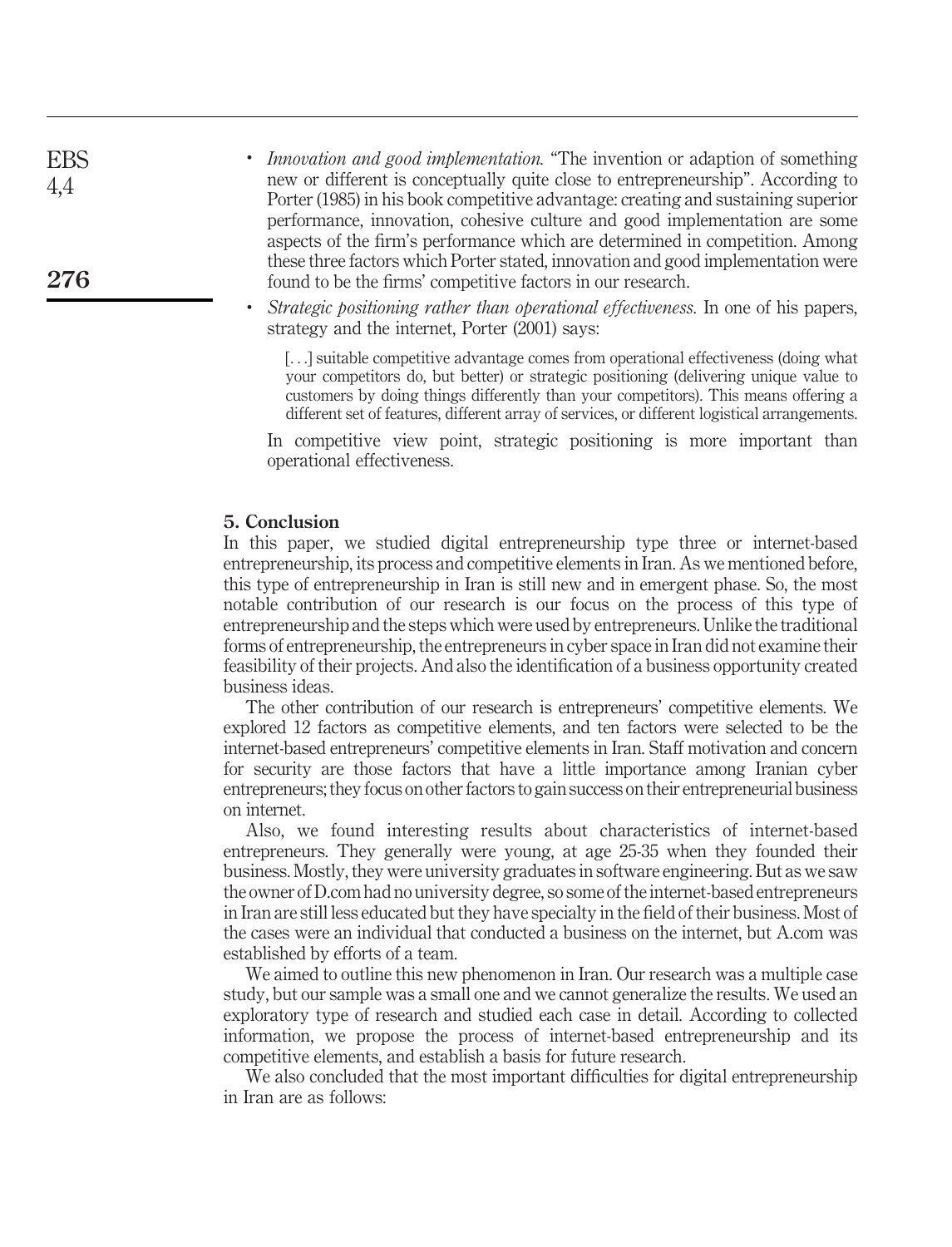- *Innovation and good implementation.* "The invention or adaption of something new or different is conceptually quite close to entrepreneurship". According to Porter (1985) in his book competitive advantage: creating and sustaining superior performance, innovation, cohesive culture and good implementation are some aspects of the firm's performance which are determined in competition. Among these three factors which Porter stated, innovation and good implementation were found to be the firms' competitive factors in our research.
- *Strategic positioning rather than operational effectiveness.* In one of his papers, strategy and the internet, Porter (2001) says:

  > [...] suitable competitive advantage comes from operational effectiveness (doing what your competitors do, but better) or strategic positioning (delivering unique value to customers by doing things differently than your competitors). This means offering a different set of features, different array of services, or different logistical arrangements.

  In competitive view point, strategic positioning is more important than operational effectiveness.

## 5. Conclusion

In this paper, we studied digital entrepreneurship type three or internet-based entrepreneurship, its process and competitive elements in Iran. As we mentioned before, this type of entrepreneurship in Iran is still new and in emergent phase. So, the most notable contribution of our research is our focus on the process of this type of entrepreneurship and the steps which were used by entrepreneurs. Unlike the traditional forms of entrepreneurship, the entrepreneurs in cyber space in Iran did not examine their feasibility of their projects. And also the identification of a business opportunity created business ideas.

The other contribution of our research is entrepreneurs' competitive elements. We explored 12 factors as competitive elements, and ten factors were selected to be the internet-based entrepreneurs' competitive elements in Iran. Staff motivation and concern for security are those factors that have a little importance among Iranian cyber entrepreneurs; they focus on other factors to gain success on their entrepreneurial business on internet.

Also, we found interesting results about characteristics of internet-based entrepreneurs. They generally were young, at age 25-35 when they founded their business. Mostly, they were university graduates in software engineering. But as we saw the owner of D.com had no university degree, so some of the internet-based entrepreneurs in Iran are still less educated but they have specialty in the field of their business. Most of the cases were an individual that conducted a business on the internet, but A.com was established by efforts of a team.

We aimed to outline this new phenomenon in Iran. Our research was a multiple case study, but our sample was a small one and we cannot generalize the results. We used an exploratory type of research and studied each case in detail. According to collected information, we propose the process of internet-based entrepreneurship and its competitive elements, and establish a basis for future research.

We also concluded that the most important difficulties for digital entrepreneurship in Iran are as follows: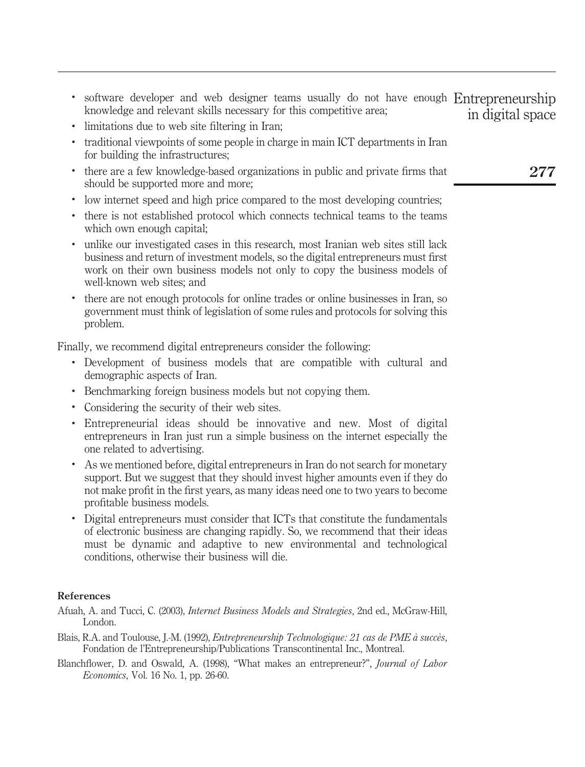- software developer and web designer teams usually do not have enough knowledge and relevant skills necessary for this competitive area;
- limitations due to web site filtering in Iran;
- traditional viewpoints of some people in charge in main ICT departments in Iran for building the infrastructures;
- there are a few knowledge-based organizations in public and private firms that should be supported more and more;
- low internet speed and high price compared to the most developing countries;
- there is not established protocol which connects technical teams to the teams which own enough capital;
- unlike our investigated cases in this research, most Iranian web sites still lack business and return of investment models, so the digital entrepreneurs must first work on their own business models not only to copy the business models of well-known web sites; and
- there are not enough protocols for online trades or online businesses in Iran, so government must think of legislation of some rules and protocols for solving this problem.

Finally, we recommend digital entrepreneurs consider the following:

- Development of business models that are compatible with cultural and demographic aspects of Iran.
- Benchmarking foreign business models but not copying them.
- Considering the security of their web sites.
- Entrepreneurial ideas should be innovative and new. Most of digital entrepreneurs in Iran just run a simple business on the internet especially the one related to advertising.
- As we mentioned before, digital entrepreneurs in Iran do not search for monetary support. But we suggest that they should invest higher amounts even if they do not make profit in the first years, as many ideas need one to two years to become profitable business models.
- Digital entrepreneurs must consider that ICTs that constitute the fundamentals of electronic business are changing rapidly. So, we recommend that their ideas must be dynamic and adaptive to new environmental and technological conditions, otherwise their business will die.

## References

Afuah, A. and Tucci, C. (2003), *Internet Business Models and Strategies*, 2nd ed., McGraw-Hill, London.

Blais, R.A. and Toulouse, J.-M. (1992), *Entrepreneurship Technologique: 21 cas de PME à succès*, Fondation de l'Entrepreneurship/Publications Transcontinental Inc., Montreal.

Blanchflower, D. and Oswald, A. (1998), "What makes an entrepreneur?", *Journal of Labor Economics*, Vol. 16 No. 1, pp. 26-60.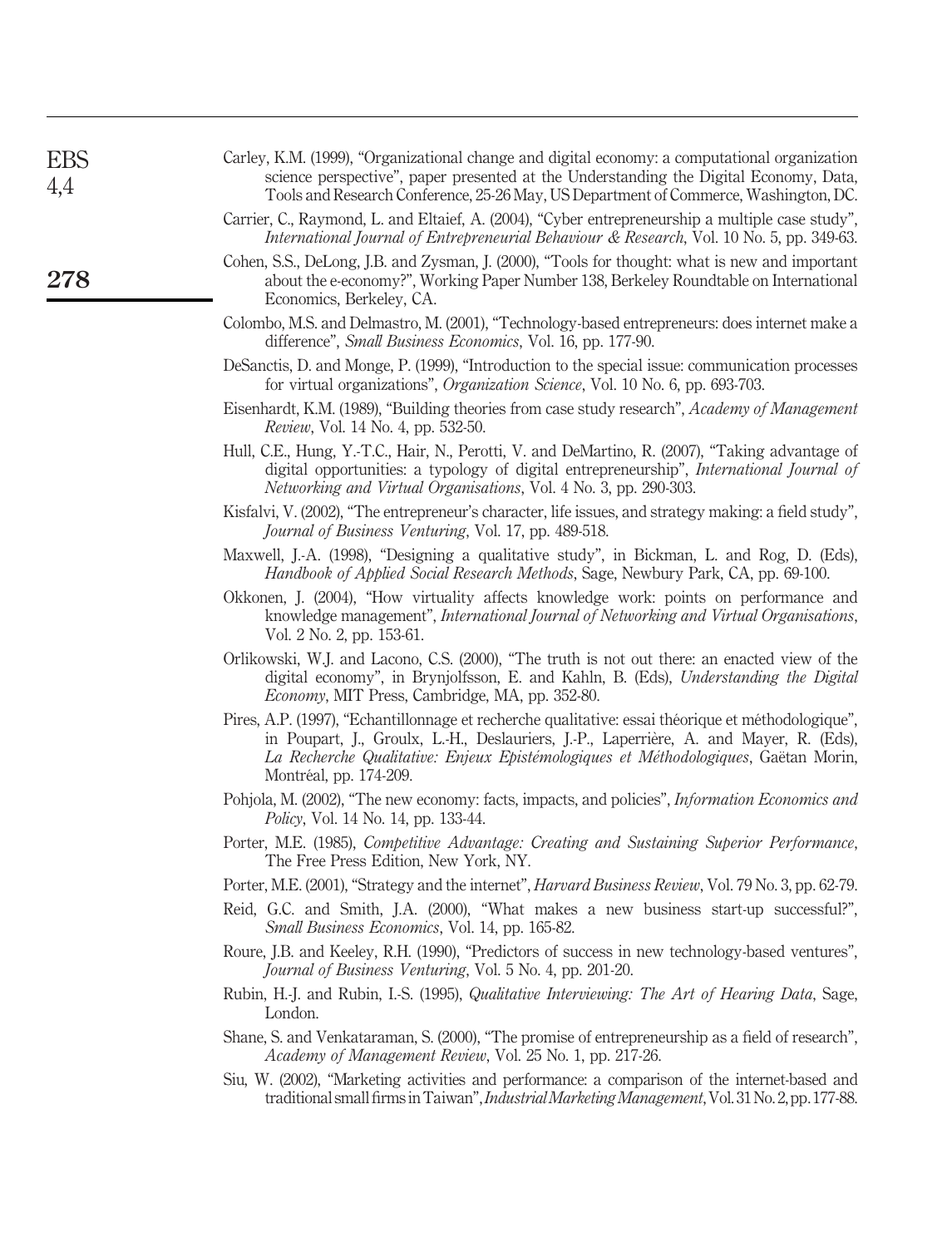Carley, K.M. (1999), "Organizational change and digital economy: a computational organization science perspective", paper presented at the Understanding the Digital Economy, Data, Tools and Research Conference, 25-26 May, US Department of Commerce, Washington, DC.

Carrier, C., Raymond, L. and Eltaief, A. (2004), "Cyber entrepreneurship a multiple case study", *International Journal of Entrepreneurial Behaviour & Research*, Vol. 10 No. 5, pp. 349-63.

Cohen, S.S., DeLong, J.B. and Zysman, J. (2000), "Tools for thought: what is new and important about the e-economy?", Working Paper Number 138, Berkeley Roundtable on International Economics, Berkeley, CA.

Colombo, M.S. and Delmastro, M. (2001), "Technology-based entrepreneurs: does internet make a difference", *Small Business Economics*, Vol. 16, pp. 177-90.

DeSanctis, D. and Monge, P. (1999), "Introduction to the special issue: communication processes for virtual organizations", *Organization Science*, Vol. 10 No. 6, pp. 693-703.

Eisenhardt, K.M. (1989), "Building theories from case study research", *Academy of Management Review*, Vol. 14 No. 4, pp. 532-50.

Hull, C.E., Hung, Y.-T.C., Hair, N., Perotti, V. and DeMartino, R. (2007), "Taking advantage of digital opportunities: a typology of digital entrepreneurship", *International Journal of Networking and Virtual Organisations*, Vol. 4 No. 3, pp. 290-303.

Kisfalvi, V. (2002), "The entrepreneur's character, life issues, and strategy making: a field study", *Journal of Business Venturing*, Vol. 17, pp. 489-518.

Maxwell, J.-A. (1998), "Designing a qualitative study", in Bickman, L. and Rog, D. (Eds), *Handbook of Applied Social Research Methods*, Sage, Newbury Park, CA, pp. 69-100.

Okkonen, J. (2004), "How virtuality affects knowledge work: points on performance and knowledge management", *International Journal of Networking and Virtual Organisations*, Vol. 2 No. 2, pp. 153-61.

Orlikowski, W.J. and Lacono, C.S. (2000), "The truth is not out there: an enacted view of the digital economy", in Brynjolfsson, E. and Kahln, B. (Eds), *Understanding the Digital Economy*, MIT Press, Cambridge, MA, pp. 352-80.

Pires, A.P. (1997), "Echantillonnage et recherche qualitative: essai théorique et méthodologique", in Poupart, J., Groulx, L.-H., Deslauriers, J.-P., Laperrière, A. and Mayer, R. (Eds), *La Recherche Qualitative: Enjeux Epistémologiques et Méthodologiques*, Gaëtan Morin, Montréal, pp. 174-209.

Pohjola, M. (2002), "The new economy: facts, impacts, and policies", *Information Economics and Policy*, Vol. 14 No. 14, pp. 133-44.

Porter, M.E. (1985), *Competitive Advantage: Creating and Sustaining Superior Performance*, The Free Press Edition, New York, NY.

Porter, M.E. (2001), "Strategy and the internet", *Harvard Business Review*, Vol. 79 No. 3, pp. 62-79.

Reid, G.C. and Smith, J.A. (2000), "What makes a new business start-up successful?", *Small Business Economics*, Vol. 14, pp. 165-82.

Roure, J.B. and Keeley, R.H. (1990), "Predictors of success in new technology-based ventures", *Journal of Business Venturing*, Vol. 5 No. 4, pp. 201-20.

Rubin, H.-J. and Rubin, I.-S. (1995), *Qualitative Interviewing: The Art of Hearing Data*, Sage, London.

Shane, S. and Venkataraman, S. (2000), "The promise of entrepreneurship as a field of research", *Academy of Management Review*, Vol. 25 No. 1, pp. 217-26.

Siu, W. (2002), "Marketing activities and performance: a comparison of the internet-based and traditional small firms in Taiwan", *Industrial Marketing Management*, Vol. 31 No. 2, pp. 177-88.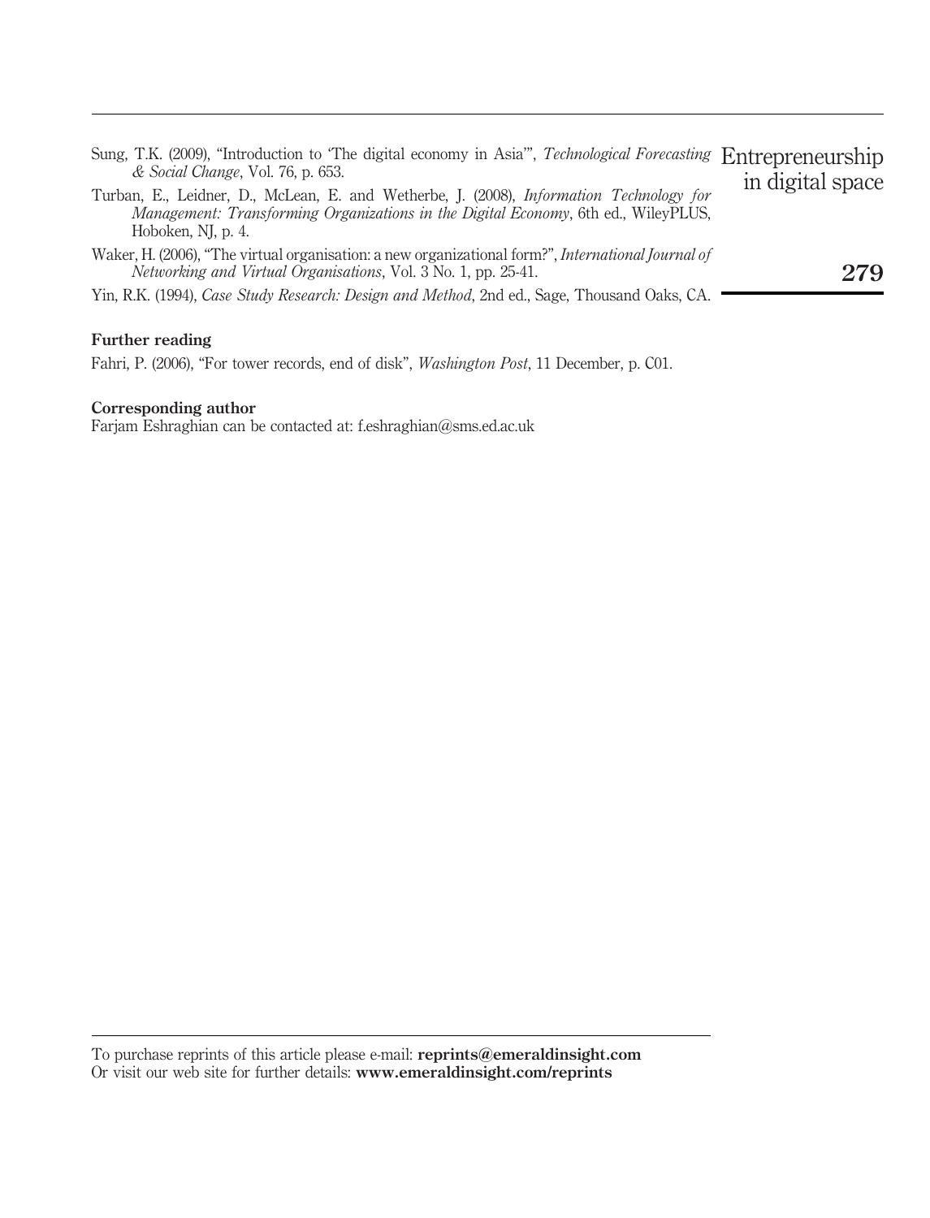Sung, T.K. (2009), "Introduction to 'The digital economy in Asia'", *Technological Forecasting & Social Change*, Vol. 76, p. 653.

Turban, E., Leidner, D., McLean, E. and Wetherbe, J. (2008), *Information Technology for Management: Transforming Organizations in the Digital Economy*, 6th ed., WileyPLUS, Hoboken, NJ, p. 4.

Waker, H. (2006), "The virtual organisation: a new organizational form?", *International Journal of Networking and Virtual Organisations*, Vol. 3 No. 1, pp. 25-41.

Yin, R.K. (1994), *Case Study Research: Design and Method*, 2nd ed., Sage, Thousand Oaks, CA.

### Further reading

Fahri, P. (2006), "For tower records, end of disk", *Washington Post*, 11 December, p. C01.

### Corresponding author

Farjam Eshraghian can be contacted at: f.eshraghian@sms.ed.ac.uk

To purchase reprints of this article please e-mail: **reprints@emeraldinsight.com**
Or visit our web site for further details: **www.emeraldinsight.com/reprints**